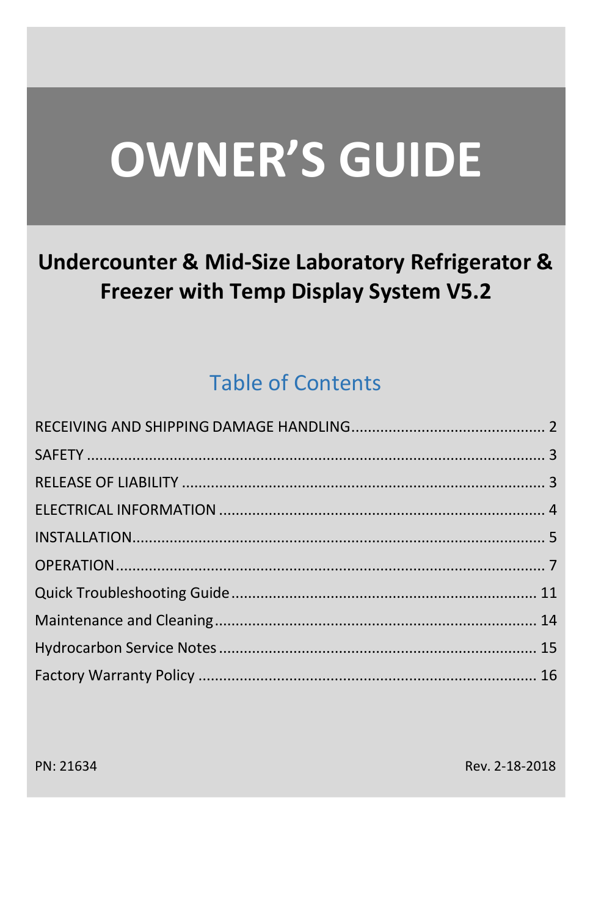# OWNER'S GUIDE

## Undercounter & Mid-Size Laboratory Refrigerator & Freezer with Temp Display System V5.2

### Table of Contents

RECEIVING AND SHIPPING DAMAGE HANDLING .......... 2

SAFETY .......... 3

RELEASE OF LIABILITY .......... 3

ELECTRICAL INFORMATION .......... 4

INSTALLATION .......... 5

OPERATION .......... 7

Quick Troubleshooting Guide .......... 11

Maintenance and Cleaning .......... 14

Hydrocarbon Service Notes .......... 15

Factory Warranty Policy .......... 16

PN: 21634

Rev. 2-18-2018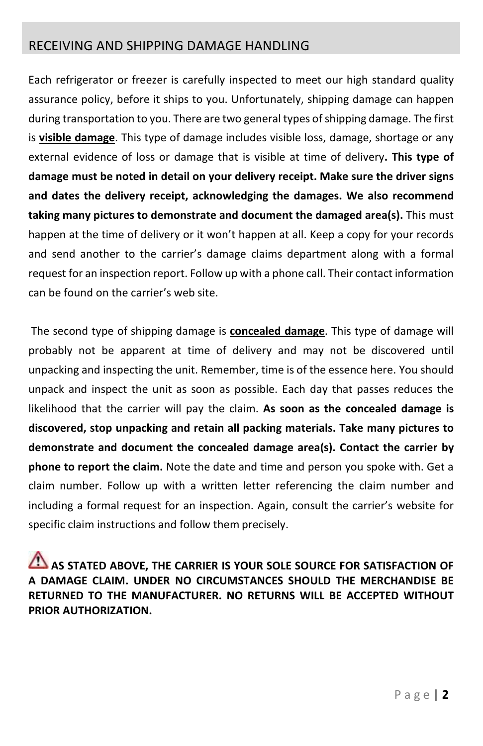## RECEIVING AND SHIPPING DAMAGE HANDLING

Each refrigerator or freezer is carefully inspected to meet our high standard quality assurance policy, before it ships to you. Unfortunately, shipping damage can happen during transportation to you. There are two general types of shipping damage. The first is **visible damage**. This type of damage includes visible loss, damage, shortage or any external evidence of loss or damage that is visible at time of delivery**. This type of damage must be noted in detail on your delivery receipt. Make sure the driver signs and dates the delivery receipt, acknowledging the damages. We also recommend taking many pictures to demonstrate and document the damaged area(s).** This must happen at the time of delivery or it won't happen at all. Keep a copy for your records and send another to the carrier's damage claims department along with a formal request for an inspection report. Follow up with a phone call. Their contact information can be found on the carrier's web site.

The second type of shipping damage is **concealed damage**. This type of damage will probably not be apparent at time of delivery and may not be discovered until unpacking and inspecting the unit. Remember, time is of the essence here. You should unpack and inspect the unit as soon as possible. Each day that passes reduces the likelihood that the carrier will pay the claim. **As soon as the concealed damage is discovered, stop unpacking and retain all packing materials. Take many pictures to demonstrate and document the concealed damage area(s). Contact the carrier by phone to report the claim.** Note the date and time and person you spoke with. Get a claim number. Follow up with a written letter referencing the claim number and including a formal request for an inspection. Again, consult the carrier's website for specific claim instructions and follow them precisely.

⚠ **AS STATED ABOVE, THE CARRIER IS YOUR SOLE SOURCE FOR SATISFACTION OF A DAMAGE CLAIM. UNDER NO CIRCUMSTANCES SHOULD THE MERCHANDISE BE RETURNED TO THE MANUFACTURER. NO RETURNS WILL BE ACCEPTED WITHOUT PRIOR AUTHORIZATION.**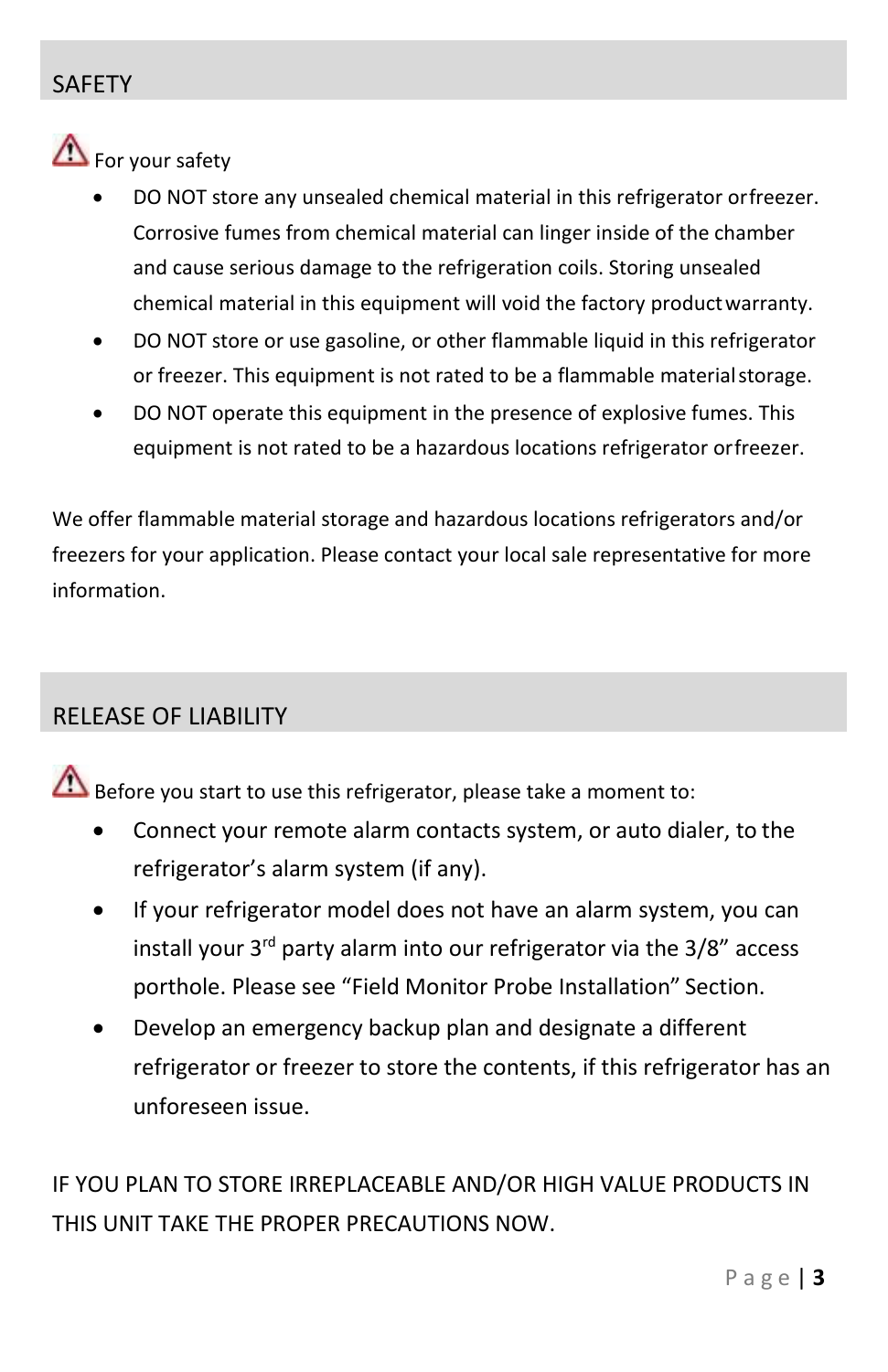## SAFETY

⚠ For your safety

- DO NOT store any unsealed chemical material in this refrigerator or freezer. Corrosive fumes from chemical material can linger inside of the chamber and cause serious damage to the refrigeration coils. Storing unsealed chemical material in this equipment will void the factory product warranty.
- DO NOT store or use gasoline, or other flammable liquid in this refrigerator or freezer. This equipment is not rated to be a flammable material storage.
- DO NOT operate this equipment in the presence of explosive fumes. This equipment is not rated to be a hazardous locations refrigerator or freezer.

We offer flammable material storage and hazardous locations refrigerators and/or freezers for your application. Please contact your local sale representative for more information.

## RELEASE OF LIABILITY

⚠ Before you start to use this refrigerator, please take a moment to:

- Connect your remote alarm contacts system, or auto dialer, to the refrigerator's alarm system (if any).
- If your refrigerator model does not have an alarm system, you can install your 3rd party alarm into our refrigerator via the 3/8" access porthole. Please see "Field Monitor Probe Installation" Section.
- Develop an emergency backup plan and designate a different refrigerator or freezer to store the contents, if this refrigerator has an unforeseen issue.

IF YOU PLAN TO STORE IRREPLACEABLE AND/OR HIGH VALUE PRODUCTS IN THIS UNIT TAKE THE PROPER PRECAUTIONS NOW.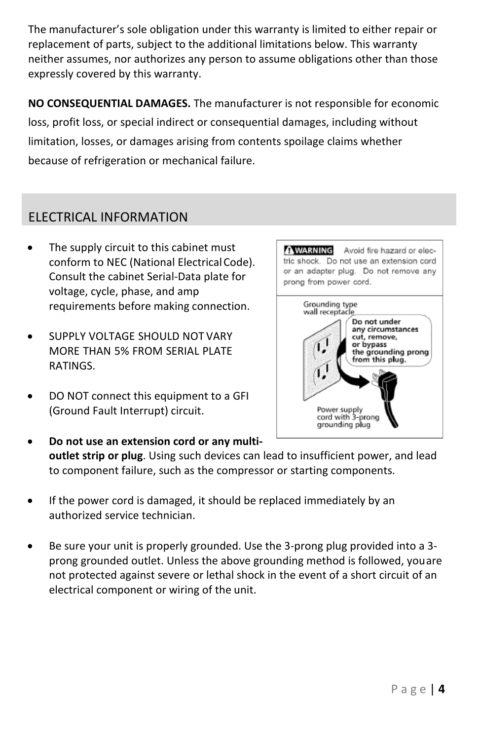The manufacturer's sole obligation under this warranty is limited to either repair or replacement of parts, subject to the additional limitations below. This warranty neither assumes, nor authorizes any person to assume obligations other than those expressly covered by this warranty.

**NO CONSEQUENTIAL DAMAGES.** The manufacturer is not responsible for economic loss, profit loss, or special indirect or consequential damages, including without limitation, losses, or damages arising from contents spoilage claims whether because of refrigeration or mechanical failure.

## ELECTRICAL INFORMATION

- The supply circuit to this cabinet must conform to NEC (National Electrical Code). Consult the cabinet Serial-Data plate for voltage, cycle, phase, and amp requirements before making connection.

- SUPPLY VOLTAGE SHOULD NOT VARY MORE THAN 5% FROM SERIAL PLATE RATINGS.

- DO NOT connect this equipment to a GFI (Ground Fault Interrupt) circuit.

- **Do not use an extension cord or any multi-outlet strip or plug**. Using such devices can lead to insufficient power, and lead to component failure, such as the compressor or starting components.

- If the power cord is damaged, it should be replaced immediately by an authorized service technician.

- Be sure your unit is properly grounded. Use the 3-prong plug provided into a 3-prong grounded outlet. Unless the above grounding method is followed, you are not protected against severe or lethal shock in the event of a short circuit of an electrical component or wiring of the unit.

> **WARNING** Avoid fire hazard or electric shock. Do not use an extension cord or an adapter plug. Do not remove any prong from power cord.
>
> Grounding type wall receptacle
>
> **Do not under any circumstances cut, remove, or bypass the grounding prong from this plug.**
>
> Power supply cord with 3-prong grounding plug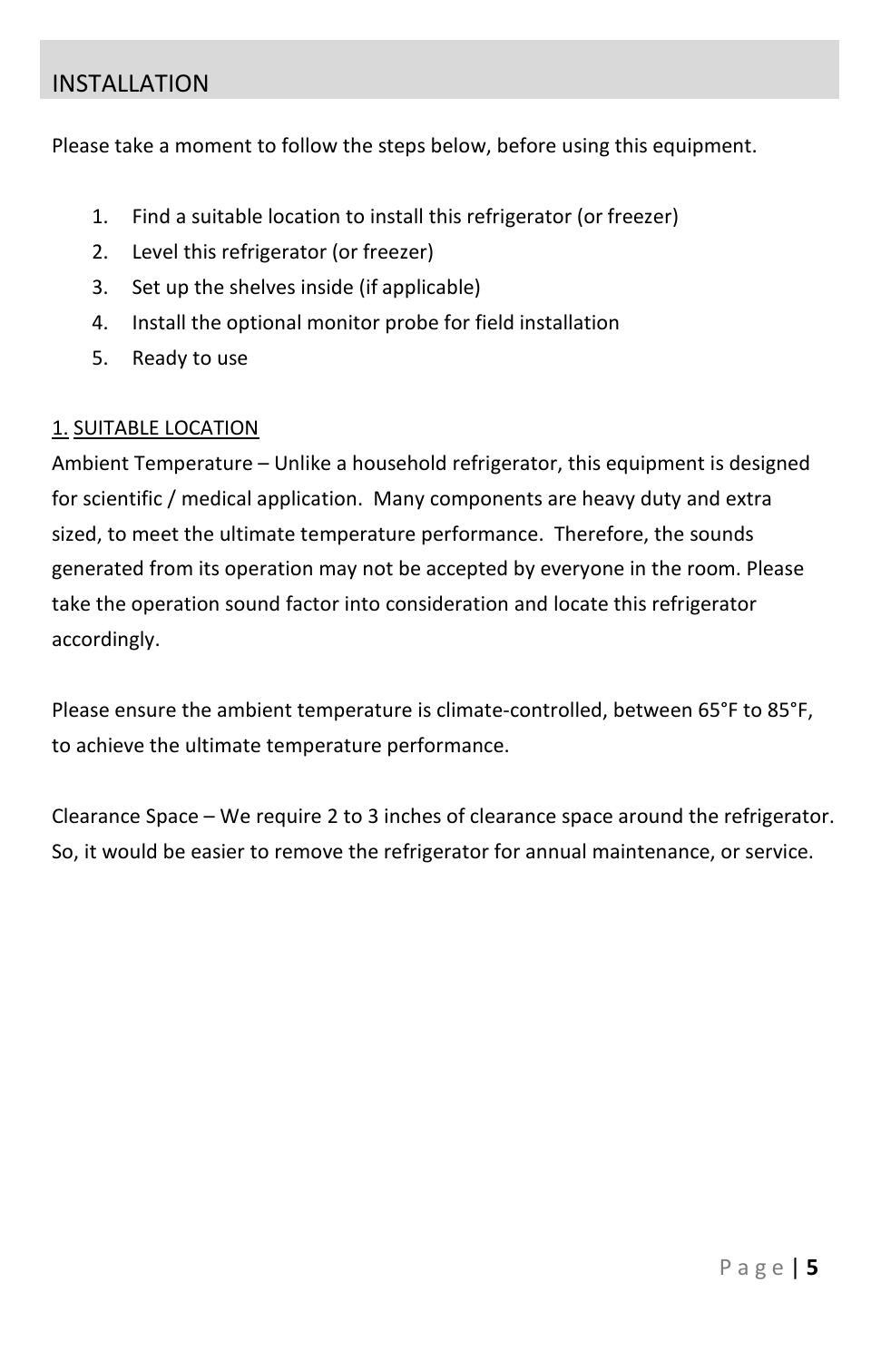## INSTALLATION

Please take a moment to follow the steps below, before using this equipment.

1. Find a suitable location to install this refrigerator (or freezer)
2. Level this refrigerator (or freezer)
3. Set up the shelves inside (if applicable)
4. Install the optional monitor probe for field installation
5. Ready to use

### 1. SUITABLE LOCATION

Ambient Temperature – Unlike a household refrigerator, this equipment is designed for scientific / medical application. Many components are heavy duty and extra sized, to meet the ultimate temperature performance. Therefore, the sounds generated from its operation may not be accepted by everyone in the room. Please take the operation sound factor into consideration and locate this refrigerator accordingly.

Please ensure the ambient temperature is climate-controlled, between 65°F to 85°F, to achieve the ultimate temperature performance.

Clearance Space – We require 2 to 3 inches of clearance space around the refrigerator. So, it would be easier to remove the refrigerator for annual maintenance, or service.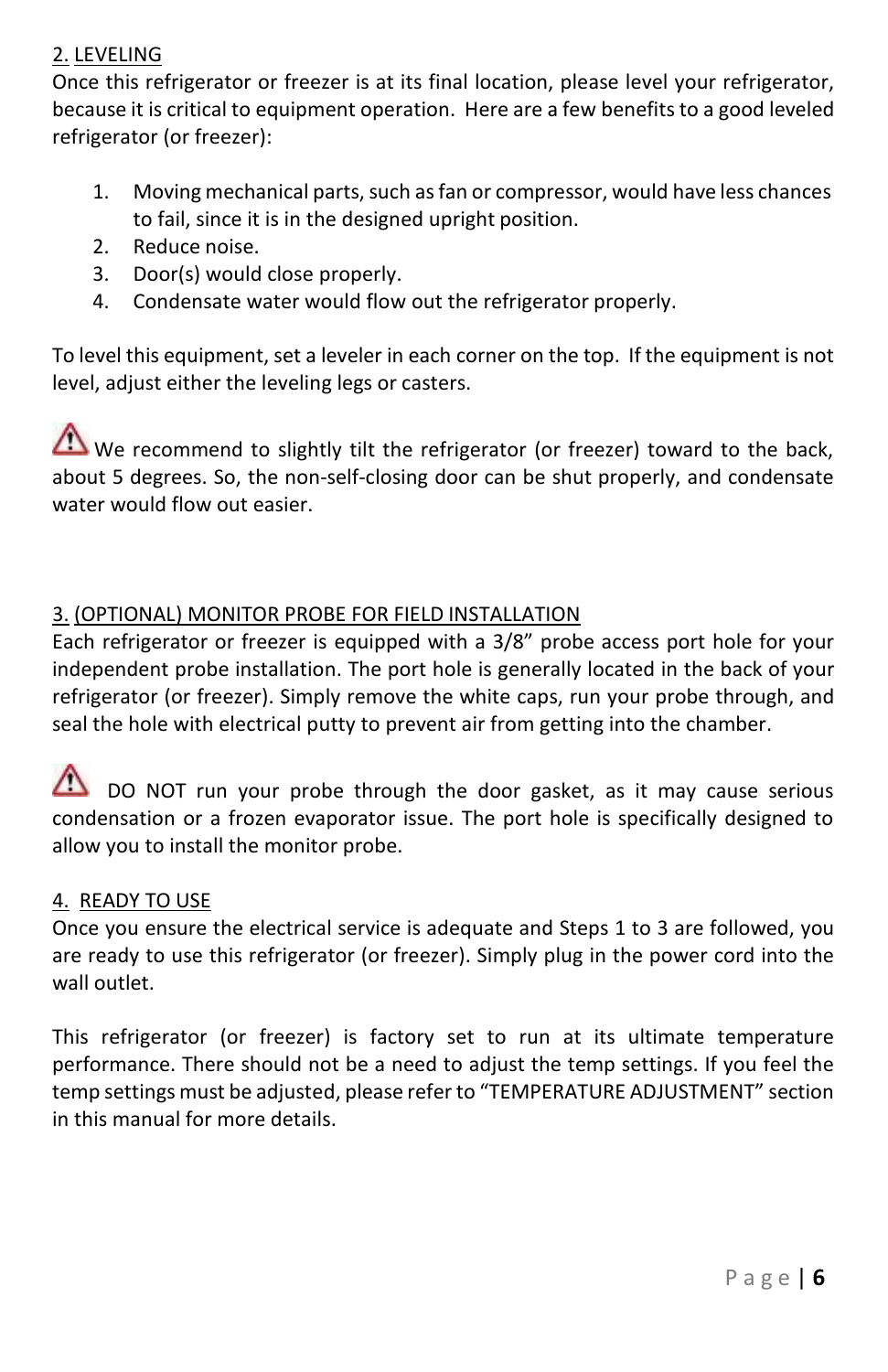## 2. LEVELING

Once this refrigerator or freezer is at its final location, please level your refrigerator, because it is critical to equipment operation. Here are a few benefits to a good leveled refrigerator (or freezer):

1. Moving mechanical parts, such as fan or compressor, would have less chances to fail, since it is in the designed upright position.
2. Reduce noise.
3. Door(s) would close properly.
4. Condensate water would flow out the refrigerator properly.

To level this equipment, set a leveler in each corner on the top. If the equipment is not level, adjust either the leveling legs or casters.

⚠ We recommend to slightly tilt the refrigerator (or freezer) toward to the back, about 5 degrees. So, the non-self-closing door can be shut properly, and condensate water would flow out easier.

## 3. (OPTIONAL) MONITOR PROBE FOR FIELD INSTALLATION

Each refrigerator or freezer is equipped with a 3/8" probe access port hole for your independent probe installation. The port hole is generally located in the back of your refrigerator (or freezer). Simply remove the white caps, run your probe through, and seal the hole with electrical putty to prevent air from getting into the chamber.

⚠ DO NOT run your probe through the door gasket, as it may cause serious condensation or a frozen evaporator issue. The port hole is specifically designed to allow you to install the monitor probe.

## 4. READY TO USE

Once you ensure the electrical service is adequate and Steps 1 to 3 are followed, you are ready to use this refrigerator (or freezer). Simply plug in the power cord into the wall outlet.

This refrigerator (or freezer) is factory set to run at its ultimate temperature performance. There should not be a need to adjust the temp settings. If you feel the temp settings must be adjusted, please refer to "TEMPERATURE ADJUSTMENT" section in this manual for more details.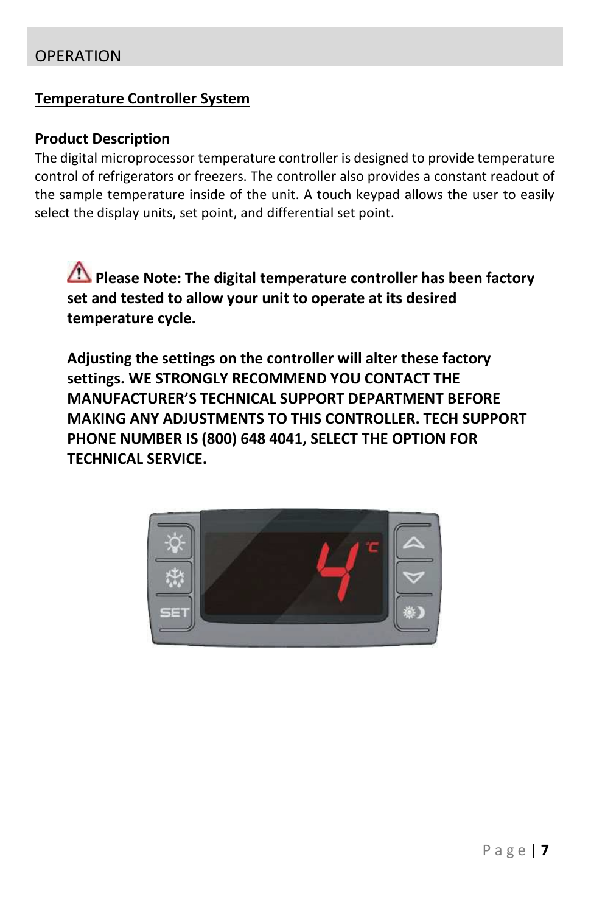## OPERATION

### Temperature Controller System

**Product Description**

The digital microprocessor temperature controller is designed to provide temperature control of refrigerators or freezers. The controller also provides a constant readout of the sample temperature inside of the unit. A touch keypad allows the user to easily select the display units, set point, and differential set point.

⚠ **Please Note: The digital temperature controller has been factory set and tested to allow your unit to operate at its desired temperature cycle.**

**Adjusting the settings on the controller will alter these factory settings. WE STRONGLY RECOMMEND YOU CONTACT THE MANUFACTURER'S TECHNICAL SUPPORT DEPARTMENT BEFORE MAKING ANY ADJUSTMENTS TO THIS CONTROLLER. TECH SUPPORT PHONE NUMBER IS (800) 648 4041, SELECT THE OPTION FOR TECHNICAL SERVICE.**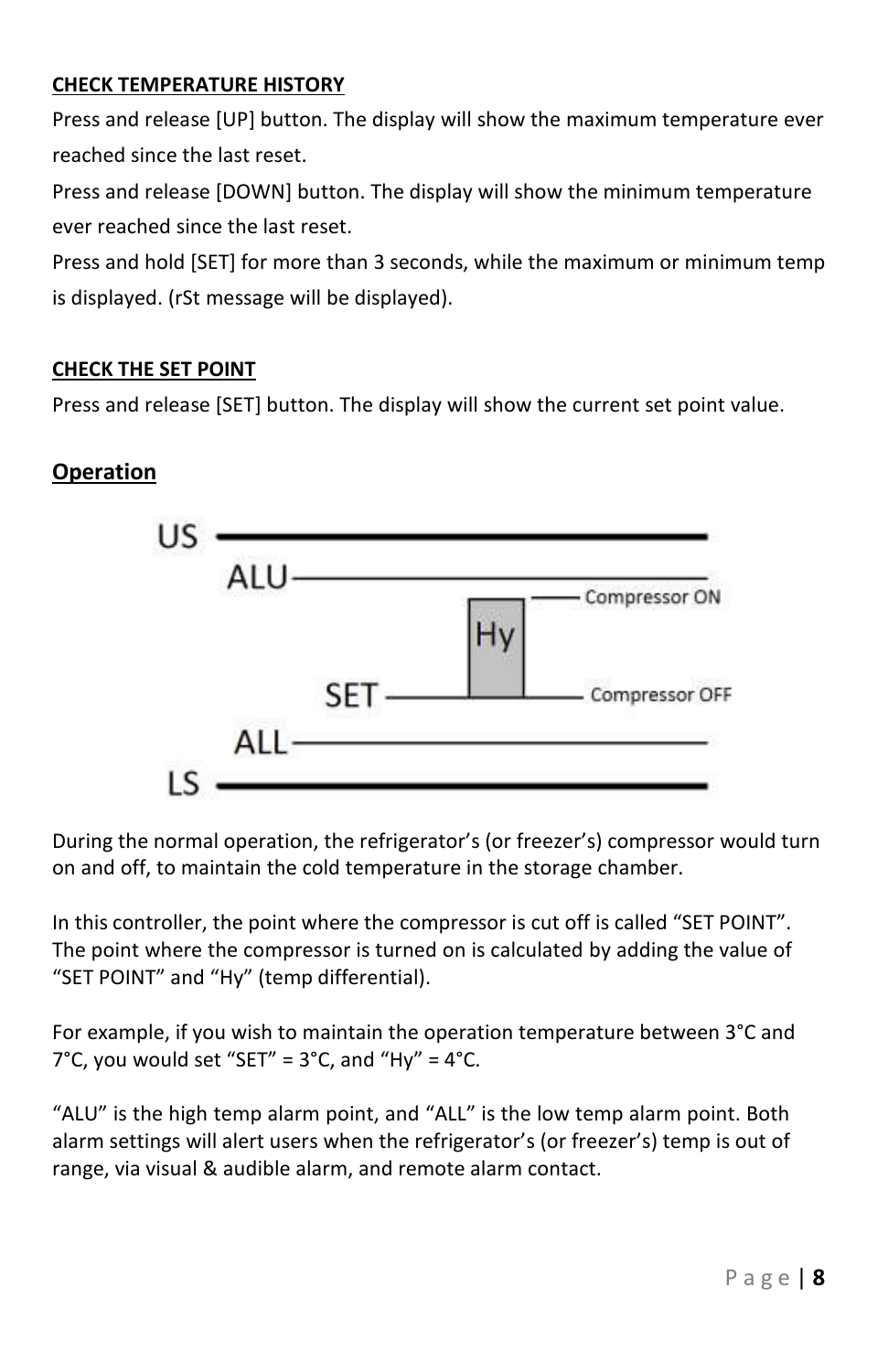**CHECK TEMPERATURE HISTORY**

Press and release [UP] button. The display will show the maximum temperature ever reached since the last reset.

Press and release [DOWN] button. The display will show the minimum temperature ever reached since the last reset.

Press and hold [SET] for more than 3 seconds, while the maximum or minimum temp is displayed. (rSt message will be displayed).

**CHECK THE SET POINT**

Press and release [SET] button. The display will show the current set point value.

## Operation

During the normal operation, the refrigerator's (or freezer's) compressor would turn on and off, to maintain the cold temperature in the storage chamber.

In this controller, the point where the compressor is cut off is called "SET POINT". The point where the compressor is turned on is calculated by adding the value of "SET POINT" and "Hy" (temp differential).

For example, if you wish to maintain the operation temperature between 3°C and 7°C, you would set "SET" = 3°C, and "Hy" = 4°C.

"ALU" is the high temp alarm point, and "ALL" is the low temp alarm point. Both alarm settings will alert users when the refrigerator's (or freezer's) temp is out of range, via visual & audible alarm, and remote alarm contact.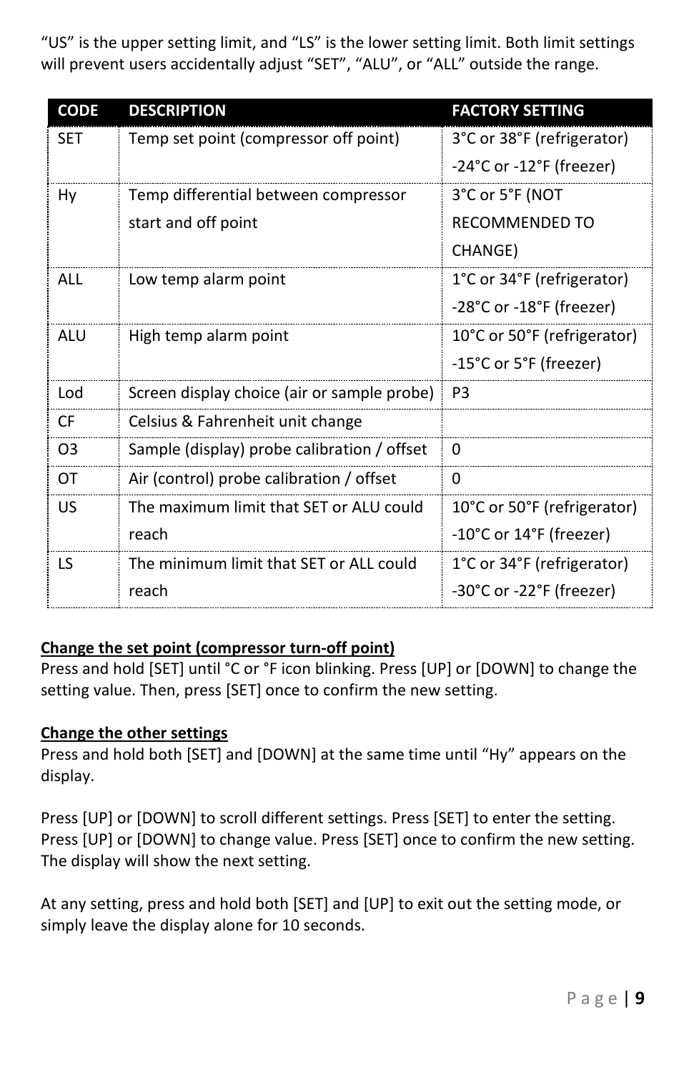“US” is the upper setting limit, and “LS” is the lower setting limit. Both limit settings will prevent users accidentally adjust “SET”, “ALU”, or “ALL” outside the range.

| CODE | DESCRIPTION | FACTORY SETTING |
|---|---|---|
| SET | Temp set point (compressor off point) | 3°C or 38°F (refrigerator)<br>-24°C or -12°F (freezer) |
| Hy | Temp differential between compressor start and off point | 3°C or 5°F (NOT RECOMMENDED TO CHANGE) |
| ALL | Low temp alarm point | 1°C or 34°F (refrigerator)<br>-28°C or -18°F (freezer) |
| ALU | High temp alarm point | 10°C or 50°F (refrigerator)<br>-15°C or 5°F (freezer) |
| Lod | Screen display choice (air or sample probe) | P3 |
| CF | Celsius & Fahrenheit unit change | |
| O3 | Sample (display) probe calibration / offset | 0 |
| OT | Air (control) probe calibration / offset | 0 |
| US | The maximum limit that SET or ALU could reach | 10°C or 50°F (refrigerator)<br>-10°C or 14°F (freezer) |
| LS | The minimum limit that SET or ALL could reach | 1°C or 34°F (refrigerator)<br>-30°C or -22°F (freezer) |

**Change the set point (compressor turn-off point)**

Press and hold [SET] until °C or °F icon blinking. Press [UP] or [DOWN] to change the setting value. Then, press [SET] once to confirm the new setting.

**Change the other settings**

Press and hold both [SET] and [DOWN] at the same time until “Hy” appears on the display.

Press [UP] or [DOWN] to scroll different settings. Press [SET] to enter the setting. Press [UP] or [DOWN] to change value. Press [SET] once to confirm the new setting. The display will show the next setting.

At any setting, press and hold both [SET] and [UP] to exit out the setting mode, or simply leave the display alone for 10 seconds.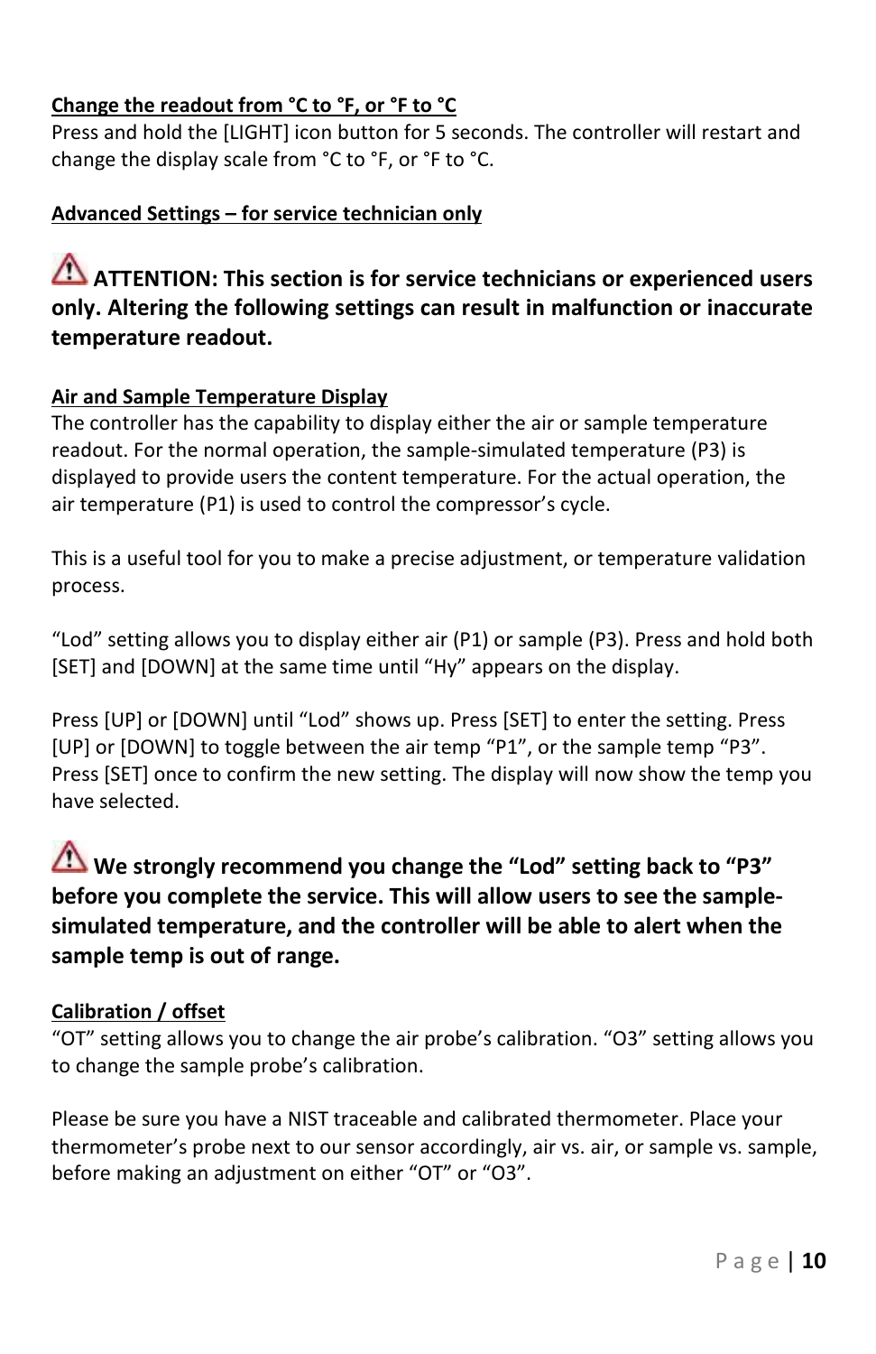**Change the readout from °C to °F, or °F to °C**

Press and hold the [LIGHT] icon button for 5 seconds. The controller will restart and change the display scale from °C to °F, or °F to °C.

**Advanced Settings – for service technician only**

⚠ **ATTENTION: This section is for service technicians or experienced users only. Altering the following settings can result in malfunction or inaccurate temperature readout.**

**Air and Sample Temperature Display**

The controller has the capability to display either the air or sample temperature readout. For the normal operation, the sample-simulated temperature (P3) is displayed to provide users the content temperature. For the actual operation, the air temperature (P1) is used to control the compressor's cycle.

This is a useful tool for you to make a precise adjustment, or temperature validation process.

"Lod" setting allows you to display either air (P1) or sample (P3). Press and hold both [SET] and [DOWN] at the same time until "Hy" appears on the display.

Press [UP] or [DOWN] until "Lod" shows up. Press [SET] to enter the setting. Press [UP] or [DOWN] to toggle between the air temp "P1", or the sample temp "P3". Press [SET] once to confirm the new setting. The display will now show the temp you have selected.

⚠ **We strongly recommend you change the "Lod" setting back to "P3" before you complete the service. This will allow users to see the sample-simulated temperature, and the controller will be able to alert when the sample temp is out of range.**

**Calibration / offset**

"OT" setting allows you to change the air probe's calibration. "O3" setting allows you to change the sample probe's calibration.

Please be sure you have a NIST traceable and calibrated thermometer. Place your thermometer's probe next to our sensor accordingly, air vs. air, or sample vs. sample, before making an adjustment on either "OT" or "O3".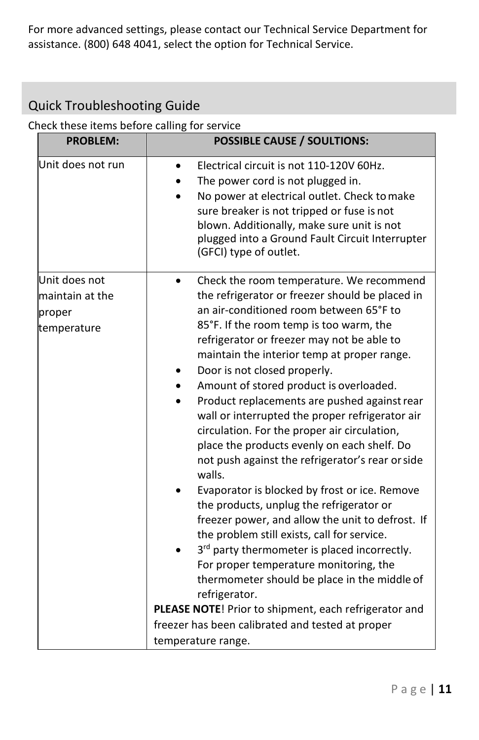For more advanced settings, please contact our Technical Service Department for assistance. (800) 648 4041, select the option for Technical Service.

## Quick Troubleshooting Guide

Check these items before calling for service

| PROBLEM: | POSSIBLE CAUSE / SOULTIONS: |
|---|---|
| Unit does not run | • Electrical circuit is not 110-120V 60Hz.<br>• The power cord is not plugged in.<br>• No power at electrical outlet. Check to make sure breaker is not tripped or fuse is not blown. Additionally, make sure unit is not plugged into a Ground Fault Circuit Interrupter (GFCI) type of outlet. |
| Unit does not maintain at the proper temperature | • Check the room temperature. We recommend the refrigerator or freezer should be placed in an air-conditioned room between 65°F to 85°F. If the room temp is too warm, the refrigerator or freezer may not be able to maintain the interior temp at proper range.<br>• Door is not closed properly.<br>• Amount of stored product is overloaded.<br>• Product replacements are pushed against rear wall or interrupted the proper refrigerator air circulation. For the proper air circulation, place the products evenly on each shelf. Do not push against the refrigerator's rear or side walls.<br>• Evaporator is blocked by frost or ice. Remove the products, unplug the refrigerator or freezer power, and allow the unit to defrost. If the problem still exists, call for service.<br>• 3rd party thermometer is placed incorrectly. For proper temperature monitoring, the thermometer should be place in the middle of refrigerator.<br>**PLEASE NOTE**! Prior to shipment, each refrigerator and freezer has been calibrated and tested at proper temperature range. |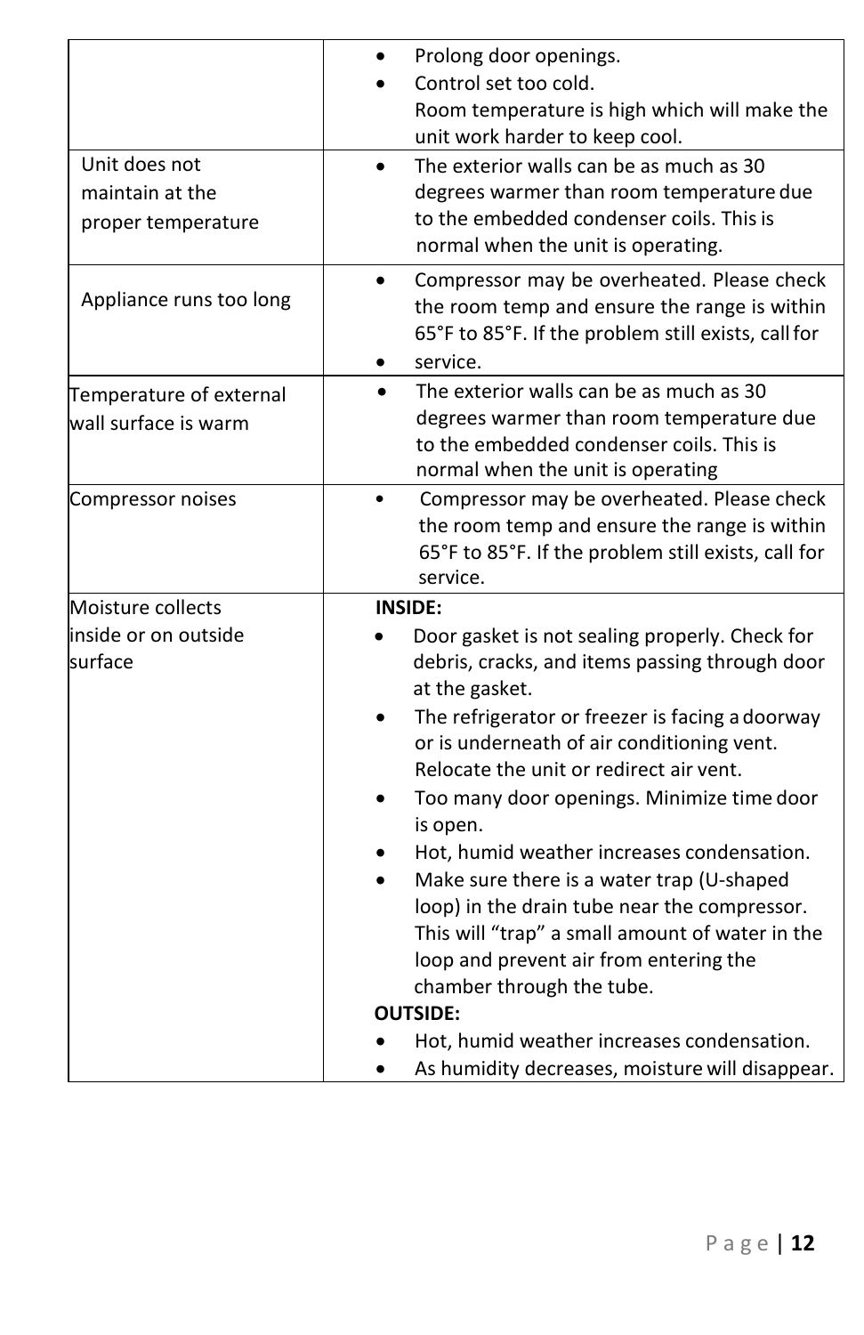| | |
|---|---|
| | • Prolong door openings.<br>• Control set too cold.<br>Room temperature is high which will make the unit work harder to keep cool. |
| Unit does not maintain at the proper temperature | • The exterior walls can be as much as 30 degrees warmer than room temperature due to the embedded condenser coils. This is normal when the unit is operating. |
| Appliance runs too long | • Compressor may be overheated. Please check the room temp and ensure the range is within 65°F to 85°F. If the problem still exists, call for<br>• service. |
| Temperature of external wall surface is warm | • The exterior walls can be as much as 30 degrees warmer than room temperature due to the embedded condenser coils. This is normal when the unit is operating |
| Compressor noises | • Compressor may be overheated. Please check the room temp and ensure the range is within 65°F to 85°F. If the problem still exists, call for service. |
| Moisture collects inside or on outside surface | **INSIDE:**<br>• Door gasket is not sealing properly. Check for debris, cracks, and items passing through door at the gasket.<br>• The refrigerator or freezer is facing a doorway or is underneath of air conditioning vent. Relocate the unit or redirect air vent.<br>• Too many door openings. Minimize time door is open.<br>• Hot, humid weather increases condensation.<br>• Make sure there is a water trap (U-shaped loop) in the drain tube near the compressor. This will "trap" a small amount of water in the loop and prevent air from entering the chamber through the tube.<br>**OUTSIDE:**<br>• Hot, humid weather increases condensation.<br>• As humidity decreases, moisture will disappear. |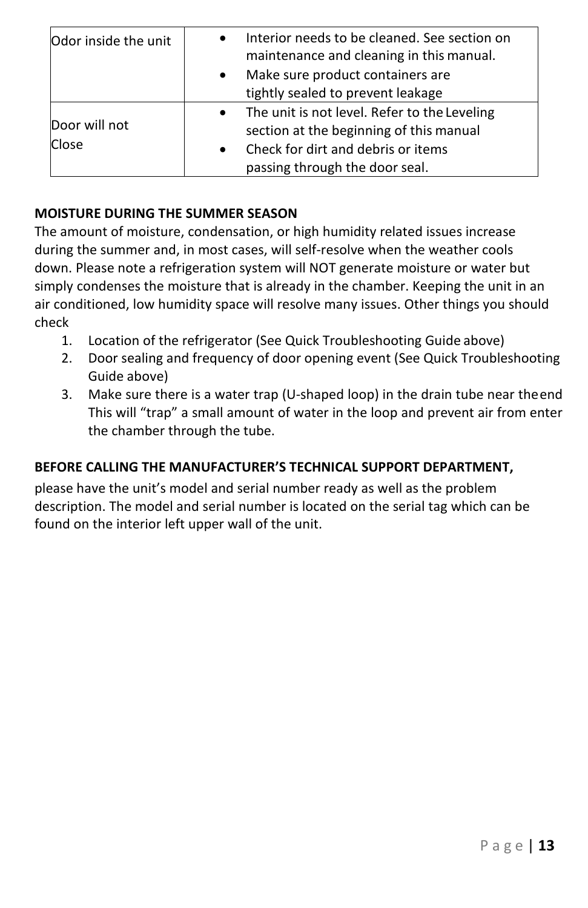| Odor inside the unit | • Interior needs to be cleaned. See section on maintenance and cleaning in this manual.<br>• Make sure product containers are tightly sealed to prevent leakage |
|---|---|
| Door will not Close | • The unit is not level. Refer to the Leveling section at the beginning of this manual<br>• Check for dirt and debris or items passing through the door seal. |

**MOISTURE DURING THE SUMMER SEASON**

The amount of moisture, condensation, or high humidity related issues increase during the summer and, in most cases, will self-resolve when the weather cools down. Please note a refrigeration system will NOT generate moisture or water but simply condenses the moisture that is already in the chamber. Keeping the unit in an air conditioned, low humidity space will resolve many issues. Other things you should check

1. Location of the refrigerator (See Quick Troubleshooting Guide above)
2. Door sealing and frequency of door opening event (See Quick Troubleshooting Guide above)
3. Make sure there is a water trap (U-shaped loop) in the drain tube near the end This will "trap" a small amount of water in the loop and prevent air from enter the chamber through the tube.

**BEFORE CALLING THE MANUFACTURER'S TECHNICAL SUPPORT DEPARTMENT,**

please have the unit's model and serial number ready as well as the problem description. The model and serial number is located on the serial tag which can be found on the interior left upper wall of the unit.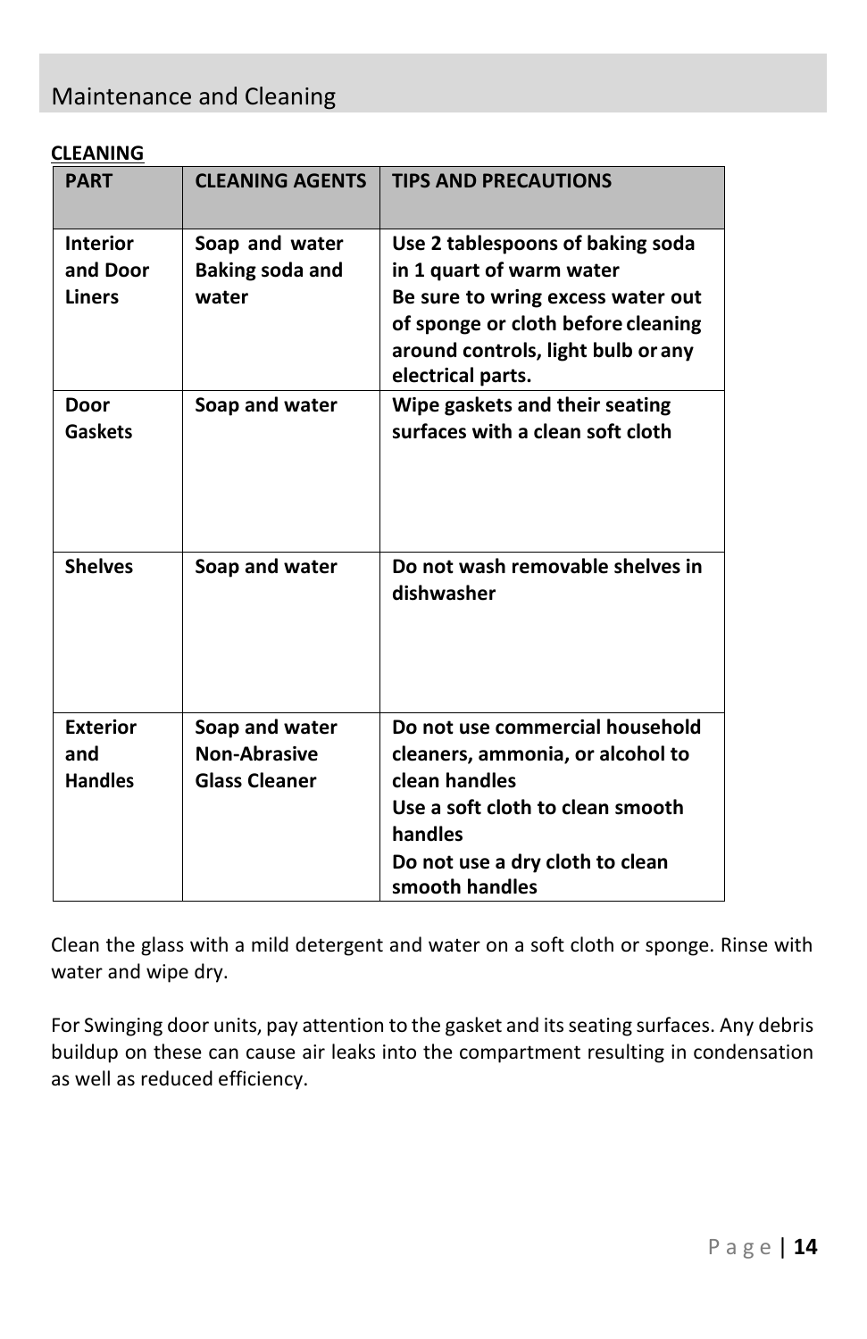## Maintenance and Cleaning

**CLEANING**

| PART | CLEANING AGENTS | TIPS AND PRECAUTIONS |
|---|---|---|
| **Interior and Door Liners** | **Soap and water**<br>**Baking soda and water** | **Use 2 tablespoons of baking soda in 1 quart of warm water**<br>**Be sure to wring excess water out of sponge or cloth before cleaning around controls, light bulb or any electrical parts.** |
| **Door Gaskets** | **Soap and water** | **Wipe gaskets and their seating surfaces with a clean soft cloth** |
| **Shelves** | **Soap and water** | **Do not wash removable shelves in dishwasher** |
| **Exterior and Handles** | **Soap and water**<br>**Non-Abrasive Glass Cleaner** | **Do not use commercial household cleaners, ammonia, or alcohol to clean handles**<br>**Use a soft cloth to clean smooth handles**<br>**Do not use a dry cloth to clean smooth handles** |

Clean the glass with a mild detergent and water on a soft cloth or sponge. Rinse with water and wipe dry.

For Swinging door units, pay attention to the gasket and its seating surfaces. Any debris buildup on these can cause air leaks into the compartment resulting in condensation as well as reduced efficiency.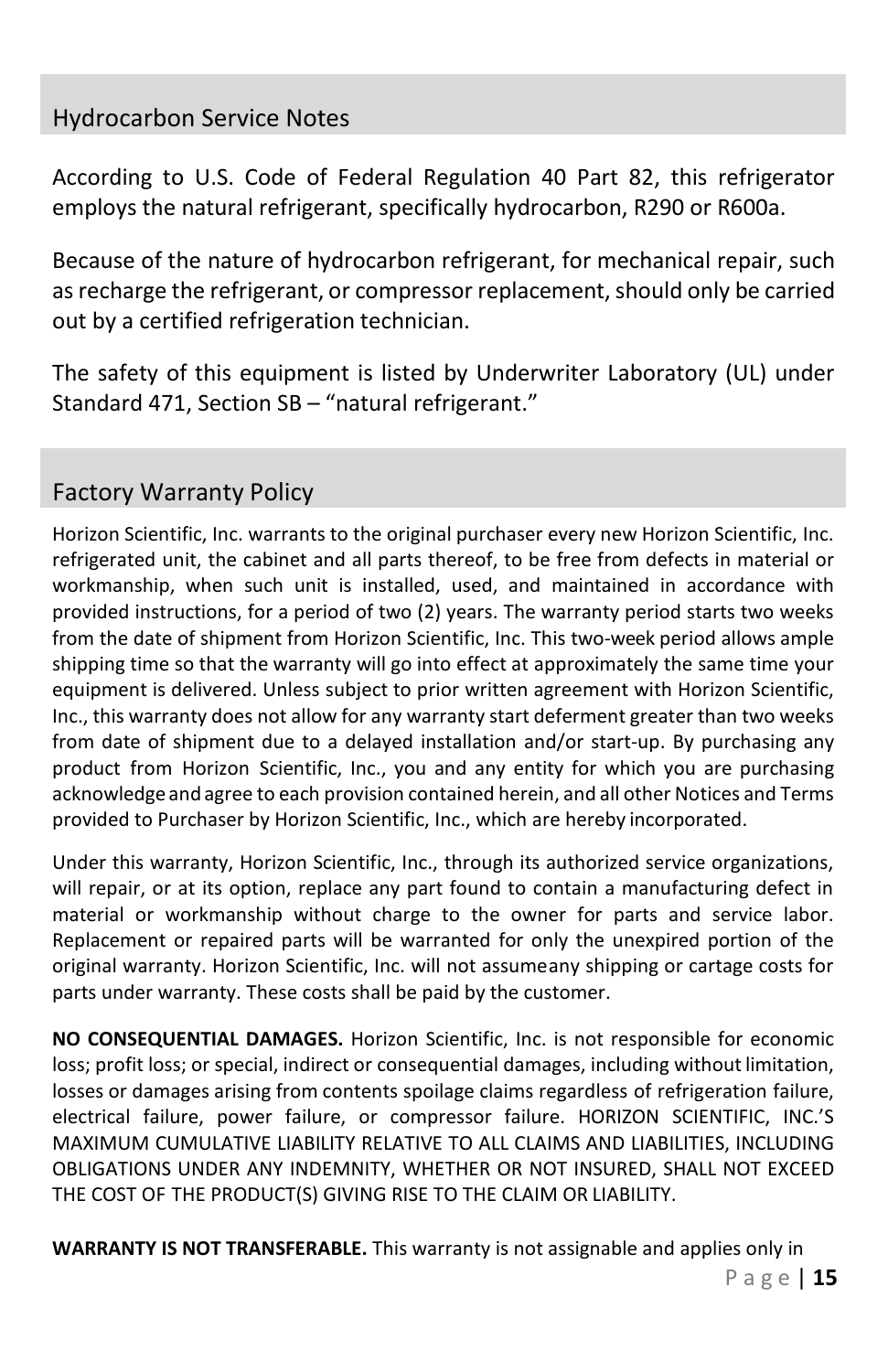## Hydrocarbon Service Notes

According to U.S. Code of Federal Regulation 40 Part 82, this refrigerator employs the natural refrigerant, specifically hydrocarbon, R290 or R600a.

Because of the nature of hydrocarbon refrigerant, for mechanical repair, such as recharge the refrigerant, or compressor replacement, should only be carried out by a certified refrigeration technician.

The safety of this equipment is listed by Underwriter Laboratory (UL) under Standard 471, Section SB – "natural refrigerant."

## Factory Warranty Policy

Horizon Scientific, Inc. warrants to the original purchaser every new Horizon Scientific, Inc. refrigerated unit, the cabinet and all parts thereof, to be free from defects in material or workmanship, when such unit is installed, used, and maintained in accordance with provided instructions, for a period of two (2) years. The warranty period starts two weeks from the date of shipment from Horizon Scientific, Inc. This two-week period allows ample shipping time so that the warranty will go into effect at approximately the same time your equipment is delivered. Unless subject to prior written agreement with Horizon Scientific, Inc., this warranty does not allow for any warranty start deferment greater than two weeks from date of shipment due to a delayed installation and/or start-up. By purchasing any product from Horizon Scientific, Inc., you and any entity for which you are purchasing acknowledge and agree to each provision contained herein, and all other Notices and Terms provided to Purchaser by Horizon Scientific, Inc., which are hereby incorporated.

Under this warranty, Horizon Scientific, Inc., through its authorized service organizations, will repair, or at its option, replace any part found to contain a manufacturing defect in material or workmanship without charge to the owner for parts and service labor. Replacement or repaired parts will be warranted for only the unexpired portion of the original warranty. Horizon Scientific, Inc. will not assume any shipping or cartage costs for parts under warranty. These costs shall be paid by the customer.

**NO CONSEQUENTIAL DAMAGES.** Horizon Scientific, Inc. is not responsible for economic loss; profit loss; or special, indirect or consequential damages, including without limitation, losses or damages arising from contents spoilage claims regardless of refrigeration failure, electrical failure, power failure, or compressor failure. HORIZON SCIENTIFIC, INC.'S MAXIMUM CUMULATIVE LIABILITY RELATIVE TO ALL CLAIMS AND LIABILITIES, INCLUDING OBLIGATIONS UNDER ANY INDEMNITY, WHETHER OR NOT INSURED, SHALL NOT EXCEED THE COST OF THE PRODUCT(S) GIVING RISE TO THE CLAIM OR LIABILITY.

**WARRANTY IS NOT TRANSFERABLE.** This warranty is not assignable and applies only in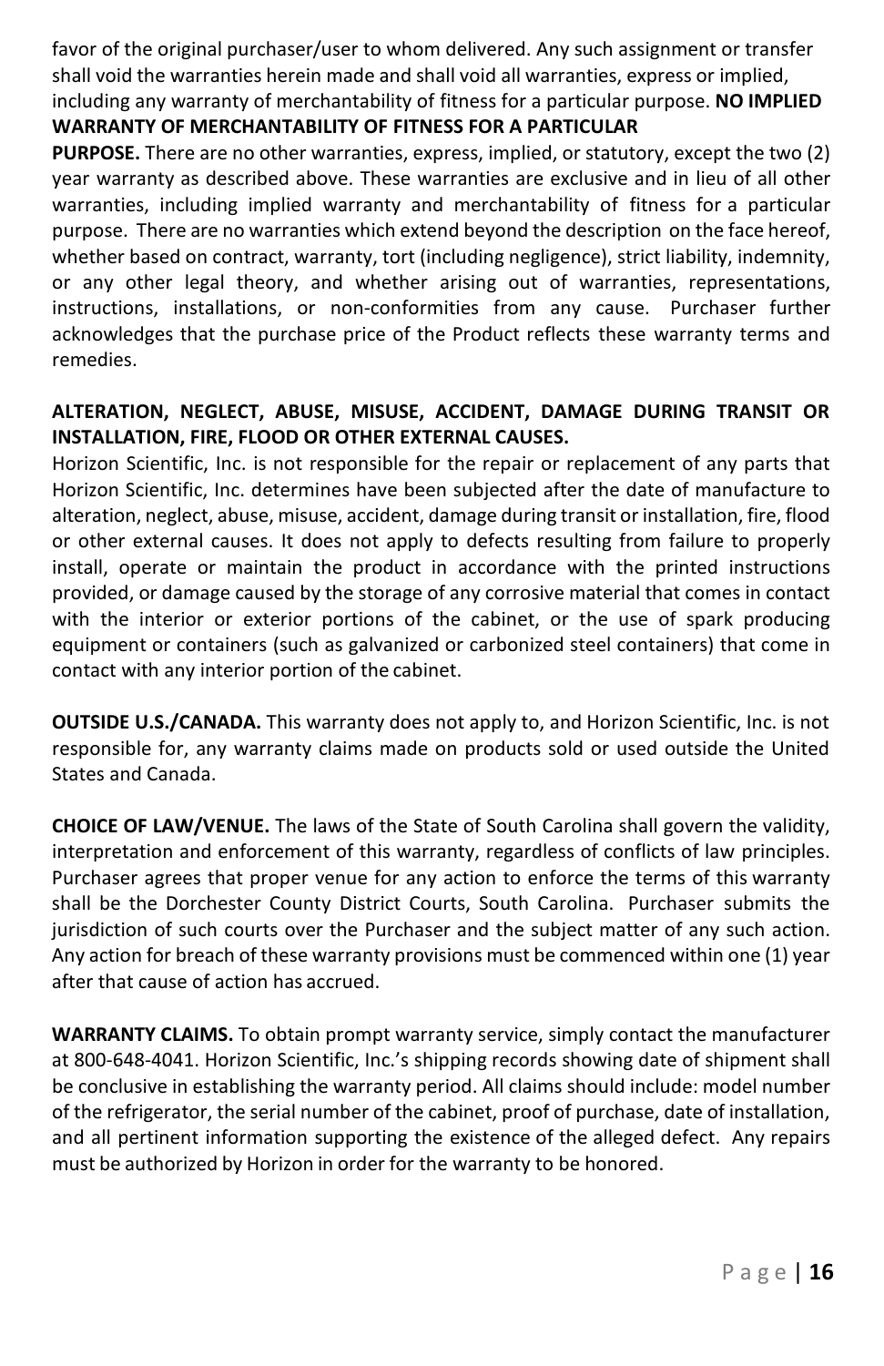favor of the original purchaser/user to whom delivered. Any such assignment or transfer shall void the warranties herein made and shall void all warranties, express or implied, including any warranty of merchantability of fitness for a particular purpose. **NO IMPLIED WARRANTY OF MERCHANTABILITY OF FITNESS FOR A PARTICULAR PURPOSE.** There are no other warranties, express, implied, or statutory, except the two (2) year warranty as described above. These warranties are exclusive and in lieu of all other warranties, including implied warranty and merchantability of fitness for a particular purpose. There are no warranties which extend beyond the description on the face hereof, whether based on contract, warranty, tort (including negligence), strict liability, indemnity, or any other legal theory, and whether arising out of warranties, representations, instructions, installations, or non-conformities from any cause. Purchaser further acknowledges that the purchase price of the Product reflects these warranty terms and remedies.

**ALTERATION, NEGLECT, ABUSE, MISUSE, ACCIDENT, DAMAGE DURING TRANSIT OR INSTALLATION, FIRE, FLOOD OR OTHER EXTERNAL CAUSES.**
Horizon Scientific, Inc. is not responsible for the repair or replacement of any parts that Horizon Scientific, Inc. determines have been subjected after the date of manufacture to alteration, neglect, abuse, misuse, accident, damage during transit or installation, fire, flood or other external causes. It does not apply to defects resulting from failure to properly install, operate or maintain the product in accordance with the printed instructions provided, or damage caused by the storage of any corrosive material that comes in contact with the interior or exterior portions of the cabinet, or the use of spark producing equipment or containers (such as galvanized or carbonized steel containers) that come in contact with any interior portion of the cabinet.

**OUTSIDE U.S./CANADA.** This warranty does not apply to, and Horizon Scientific, Inc. is not responsible for, any warranty claims made on products sold or used outside the United States and Canada.

**CHOICE OF LAW/VENUE.** The laws of the State of South Carolina shall govern the validity, interpretation and enforcement of this warranty, regardless of conflicts of law principles. Purchaser agrees that proper venue for any action to enforce the terms of this warranty shall be the Dorchester County District Courts, South Carolina. Purchaser submits the jurisdiction of such courts over the Purchaser and the subject matter of any such action. Any action for breach of these warranty provisions must be commenced within one (1) year after that cause of action has accrued.

**WARRANTY CLAIMS.** To obtain prompt warranty service, simply contact the manufacturer at 800-648-4041. Horizon Scientific, Inc.'s shipping records showing date of shipment shall be conclusive in establishing the warranty period. All claims should include: model number of the refrigerator, the serial number of the cabinet, proof of purchase, date of installation, and all pertinent information supporting the existence of the alleged defect. Any repairs must be authorized by Horizon in order for the warranty to be honored.